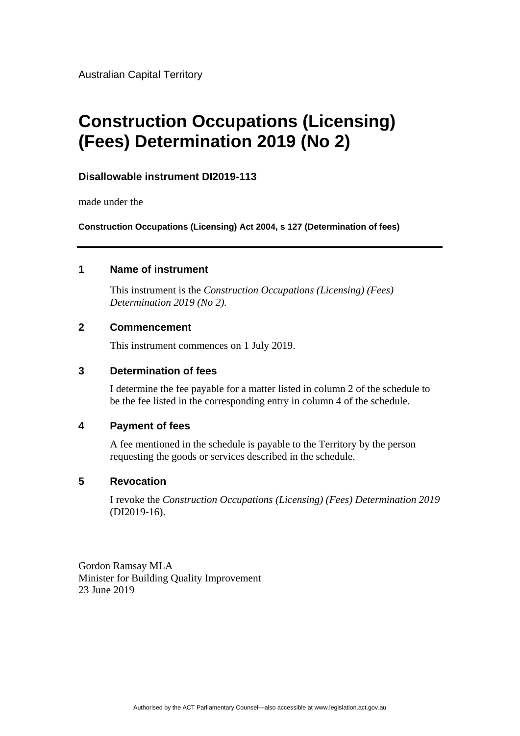Australian Capital Territory

# Construction Occupations (Licensing) (Fees) Determination 2019 (No 2)

**Disallowable instrument DI2019-113**

made under the

**Construction Occupations (Licensing) Act 2004, s 127 (Determination of fees)**

---

## 1 Name of instrument

This instrument is the *Construction Occupations (Licensing) (Fees) Determination 2019 (No 2).*

## 2 Commencement

This instrument commences on 1 July 2019.

## 3 Determination of fees

I determine the fee payable for a matter listed in column 2 of the schedule to be the fee listed in the corresponding entry in column 4 of the schedule.

## 4 Payment of fees

A fee mentioned in the schedule is payable to the Territory by the person requesting the goods or services described in the schedule.

## 5 Revocation

I revoke the *Construction Occupations (Licensing) (Fees) Determination 2019* (DI2019-16).

Gordon Ramsay MLA
Minister for Building Quality Improvement
23 June 2019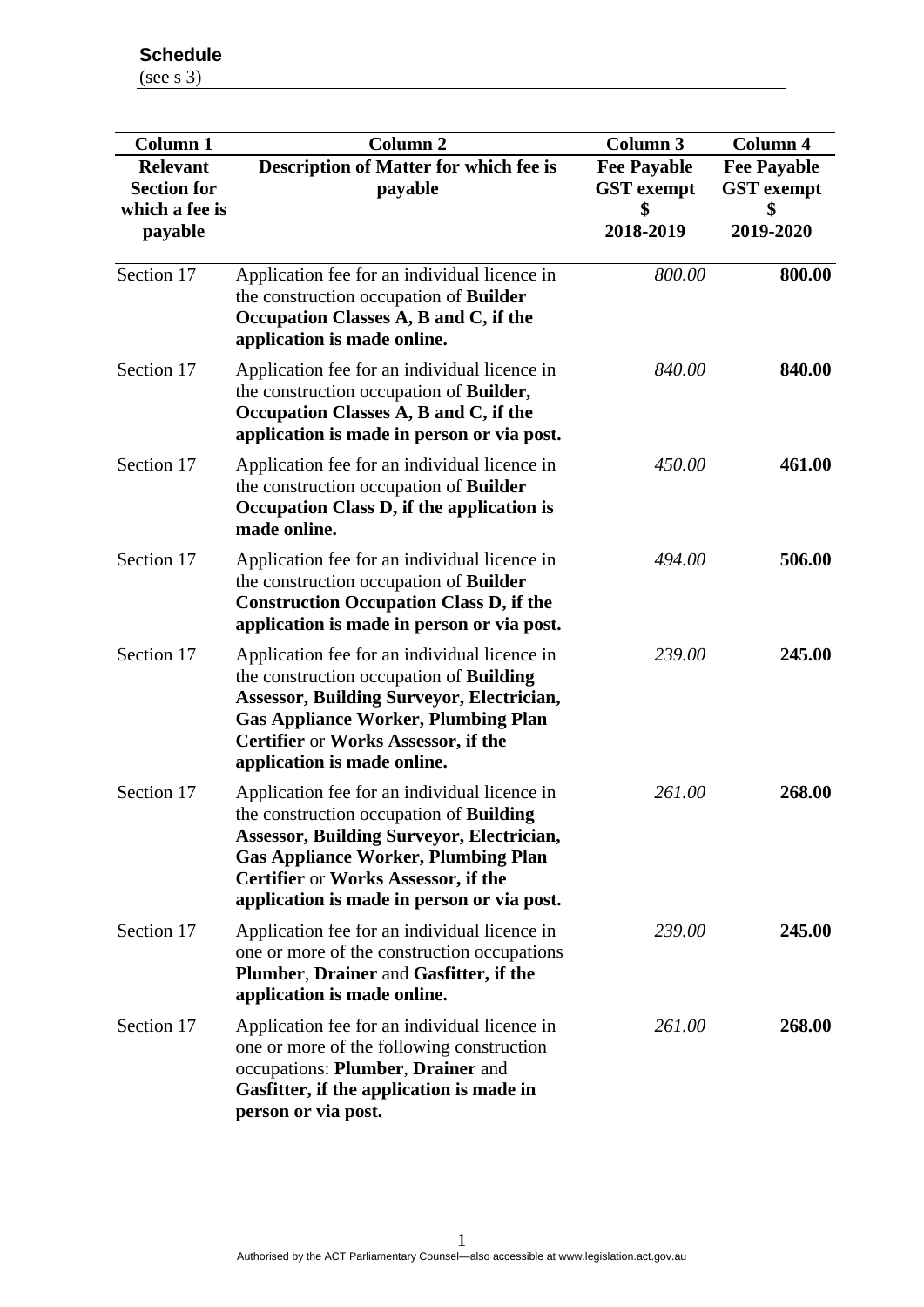**Schedule**
(see s 3)

| Column 1<br>**Relevant Section for which a fee is payable** | Column 2<br>**Description of Matter for which fee is payable** | Column 3<br>**Fee Payable GST exempt $ 2018-2019** | Column 4<br>**Fee Payable GST exempt $ 2019-2020** |
|---|---|---|---|
| Section 17 | Application fee for an individual licence in the construction occupation of **Builder Occupation Classes A, B and C, if the application is made online.** | *800.00* | **800.00** |
| Section 17 | Application fee for an individual licence in the construction occupation of **Builder, Occupation Classes A, B and C, if the application is made in person or via post.** | *840.00* | **840.00** |
| Section 17 | Application fee for an individual licence in the construction occupation of **Builder Occupation Class D, if the application is made online.** | *450.00* | **461.00** |
| Section 17 | Application fee for an individual licence in the construction occupation of **Builder Construction Occupation Class D, if the application is made in person or via post.** | *494.00* | **506.00** |
| Section 17 | Application fee for an individual licence in the construction occupation of **Building Assessor, Building Surveyor, Electrician, Gas Appliance Worker, Plumbing Plan Certifier** or **Works Assessor, if the application is made online.** | *239.00* | **245.00** |
| Section 17 | Application fee for an individual licence in the construction occupation of **Building Assessor, Building Surveyor, Electrician, Gas Appliance Worker, Plumbing Plan Certifier** or **Works Assessor, if the application is made in person or via post.** | *261.00* | **268.00** |
| Section 17 | Application fee for an individual licence in one or more of the construction occupations **Plumber**, **Drainer** and **Gasfitter, if the application is made online.** | *239.00* | **245.00** |
| Section 17 | Application fee for an individual licence in one or more of the following construction occupations: **Plumber**, **Drainer** and **Gasfitter, if the application is made in person or via post.** | *261.00* | **268.00** |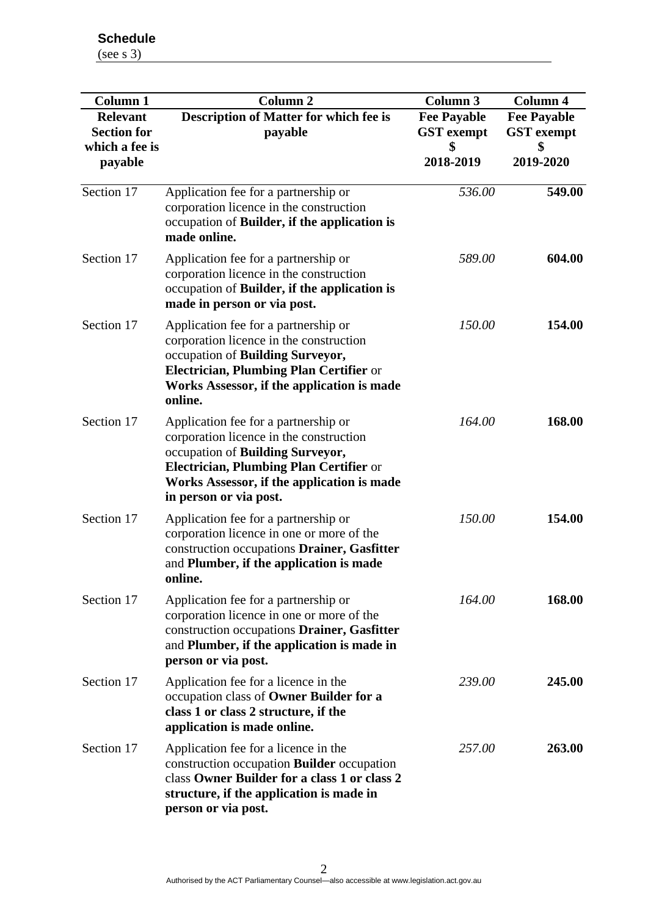**Schedule**

(see s 3)

| Column 1<br>**Relevant Section for which a fee is payable** | Column 2<br>**Description of Matter for which fee is payable** | Column 3<br>**Fee Payable GST exempt $ 2018-2019** | Column 4<br>**Fee Payable GST exempt $ 2019-2020** |
|---|---|---|---|
| Section 17 | Application fee for a partnership or corporation licence in the construction occupation of **Builder, if the application is made online.** | *536.00* | **549.00** |
| Section 17 | Application fee for a partnership or corporation licence in the construction occupation of **Builder, if the application is made in person or via post.** | *589.00* | **604.00** |
| Section 17 | Application fee for a partnership or corporation licence in the construction occupation of **Building Surveyor, Electrician, Plumbing Plan Certifier** or **Works Assessor, if the application is made online.** | *150.00* | **154.00** |
| Section 17 | Application fee for a partnership or corporation licence in the construction occupation of **Building Surveyor, Electrician, Plumbing Plan Certifier** or **Works Assessor, if the application is made in person or via post.** | *164.00* | **168.00** |
| Section 17 | Application fee for a partnership or corporation licence in one or more of the construction occupations **Drainer, Gasfitter** and **Plumber, if the application is made online.** | *150.00* | **154.00** |
| Section 17 | Application fee for a partnership or corporation licence in one or more of the construction occupations **Drainer, Gasfitter** and **Plumber, if the application is made in person or via post.** | *164.00* | **168.00** |
| Section 17 | Application fee for a licence in the occupation class of **Owner Builder for a class 1 or class 2 structure, if the application is made online.** | *239.00* | **245.00** |
| Section 17 | Application fee for a licence in the construction occupation **Builder** occupation class **Owner Builder for a class 1 or class 2 structure, if the application is made in person or via post.** | *257.00* | **263.00** |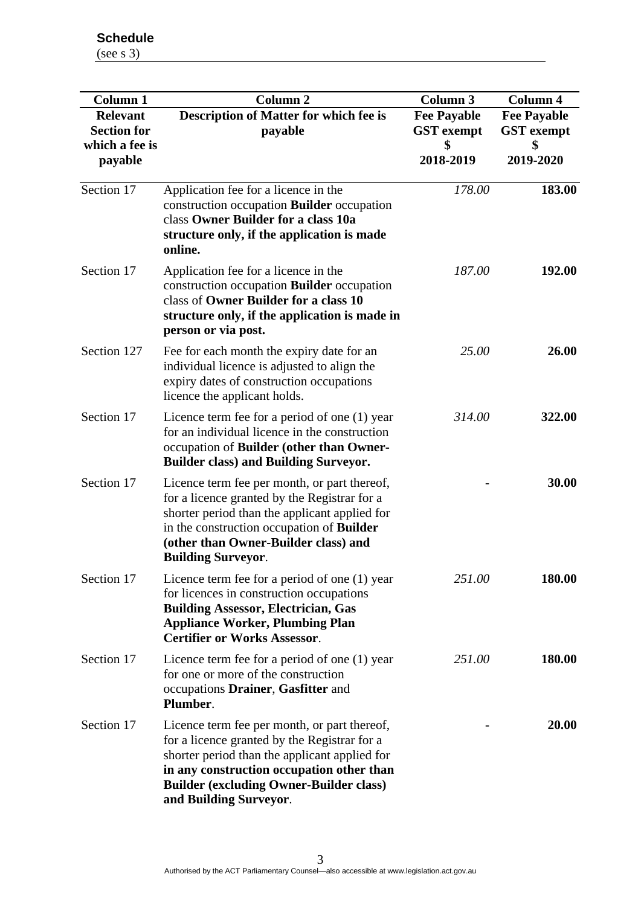**Schedule**
(see s 3)

| Column 1 | Column 2 | Column 3 | Column 4 |
|---|---|---|---|
| **Relevant Section for which a fee is payable** | **Description of Matter for which fee is payable** | **Fee Payable GST exempt $ 2018-2019** | **Fee Payable GST exempt $ 2019-2020** |
| Section 17 | Application fee for a licence in the construction occupation **Builder** occupation class **Owner Builder for a class 10a structure only, if the application is made online.** | *178.00* | **183.00** |
| Section 17 | Application fee for a licence in the construction occupation **Builder** occupation class of **Owner Builder for a class 10 structure only, if the application is made in person or via post.** | *187.00* | **192.00** |
| Section 127 | Fee for each month the expiry date for an individual licence is adjusted to align the expiry dates of construction occupations licence the applicant holds. | *25.00* | **26.00** |
| Section 17 | Licence term fee for a period of one (1) year for an individual licence in the construction occupation of **Builder (other than Owner-Builder class) and Building Surveyor.** | *314.00* | **322.00** |
| Section 17 | Licence term fee per month, or part thereof, for a licence granted by the Registrar for a shorter period than the applicant applied for in the construction occupation of **Builder (other than Owner-Builder class) and Building Surveyor**. | - | **30.00** |
| Section 17 | Licence term fee for a period of one (1) year for licences in construction occupations **Building Assessor, Electrician, Gas Appliance Worker, Plumbing Plan Certifier or Works Assessor**. | *251.00* | **180.00** |
| Section 17 | Licence term fee for a period of one (1) year for one or more of the construction occupations **Drainer**, **Gasfitter** and **Plumber**. | *251.00* | **180.00** |
| Section 17 | Licence term fee per month, or part thereof, for a licence granted by the Registrar for a shorter period than the applicant applied for **in any construction occupation other than Builder (excluding Owner-Builder class) and Building Surveyor**. | - | **20.00** |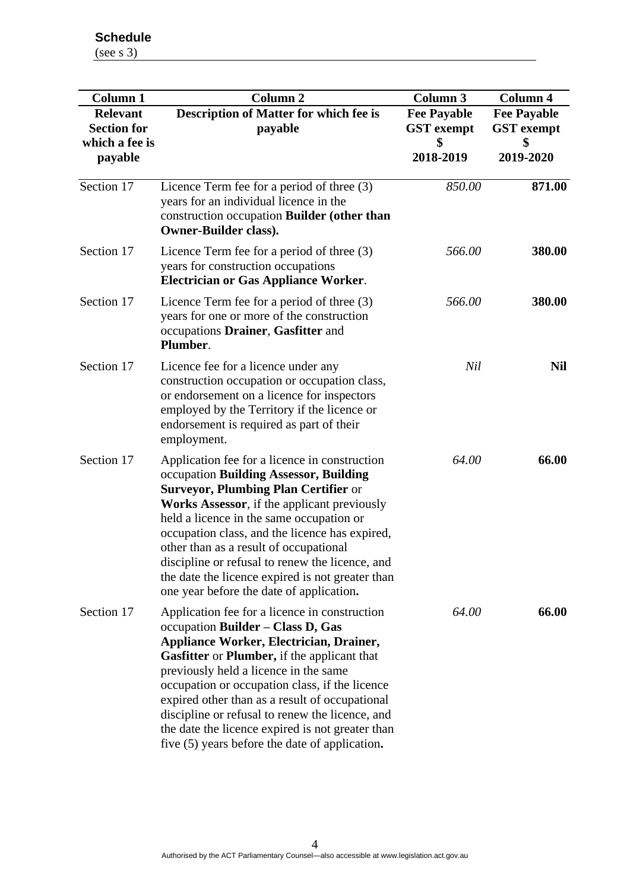**Schedule**

(see s 3)

| Column 1 | Column 2 | Column 3 | Column 4 |
|---|---|---|---|
| **Relevant Section for which a fee is payable** | **Description of Matter for which fee is payable** | **Fee Payable GST exempt $ 2018-2019** | **Fee Payable GST exempt $ 2019-2020** |
| Section 17 | Licence Term fee for a period of three (3) years for an individual licence in the construction occupation **Builder (other than Owner-Builder class).** | *850.00* | **871.00** |
| Section 17 | Licence Term fee for a period of three (3) years for construction occupations **Electrician or Gas Appliance Worker**. | *566.00* | **380.00** |
| Section 17 | Licence Term fee for a period of three (3) years for one or more of the construction occupations **Drainer**, **Gasfitter** and **Plumber**. | *566.00* | **380.00** |
| Section 17 | Licence fee for a licence under any construction occupation or occupation class, or endorsement on a licence for inspectors employed by the Territory if the licence or endorsement is required as part of their employment. | *Nil* | **Nil** |
| Section 17 | Application fee for a licence in construction occupation **Building Assessor, Building Surveyor, Plumbing Plan Certifier** or **Works Assessor**, if the applicant previously held a licence in the same occupation or occupation class, and the licence has expired, other than as a result of occupational discipline or refusal to renew the licence, and the date the licence expired is not greater than one year before the date of application**.** | *64.00* | **66.00** |
| Section 17 | Application fee for a licence in construction occupation **Builder – Class D, Gas Appliance Worker, Electrician, Drainer, Gasfitter** or **Plumber,** if the applicant that previously held a licence in the same occupation or occupation class, if the licence expired other than as a result of occupational discipline or refusal to renew the licence, and the date the licence expired is not greater than five (5) years before the date of application**.** | *64.00* | **66.00** |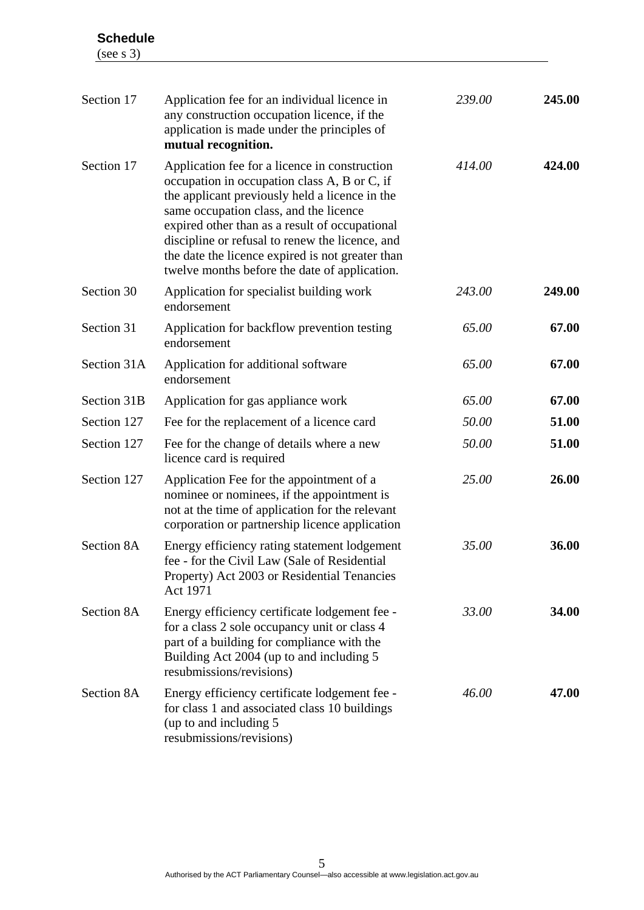**Schedule**
(see s 3)

| | | | |
|---|---|---|---|
| Section 17 | Application fee for an individual licence in any construction occupation licence, if the application is made under the principles of **mutual recognition.** | *239.00* | **245.00** |
| Section 17 | Application fee for a licence in construction occupation in occupation class A, B or C, if the applicant previously held a licence in the same occupation class, and the licence expired other than as a result of occupational discipline or refusal to renew the licence, and the date the licence expired is not greater than twelve months before the date of application. | *414.00* | **424.00** |
| Section 30 | Application for specialist building work endorsement | *243.00* | **249.00** |
| Section 31 | Application for backflow prevention testing endorsement | *65.00* | **67.00** |
| Section 31A | Application for additional software endorsement | *65.00* | **67.00** |
| Section 31B | Application for gas appliance work | *65.00* | **67.00** |
| Section 127 | Fee for the replacement of a licence card | *50.00* | **51.00** |
| Section 127 | Fee for the change of details where a new licence card is required | *50.00* | **51.00** |
| Section 127 | Application Fee for the appointment of a nominee or nominees, if the appointment is not at the time of application for the relevant corporation or partnership licence application | *25.00* | **26.00** |
| Section 8A | Energy efficiency rating statement lodgement fee - for the Civil Law (Sale of Residential Property) Act 2003 or Residential Tenancies Act 1971 | *35.00* | **36.00** |
| Section 8A | Energy efficiency certificate lodgement fee - for a class 2 sole occupancy unit or class 4 part of a building for compliance with the Building Act 2004 (up to and including 5 resubmissions/revisions) | *33.00* | **34.00** |
| Section 8A | Energy efficiency certificate lodgement fee - for class 1 and associated class 10 buildings (up to and including 5 resubmissions/revisions) | *46.00* | **47.00** |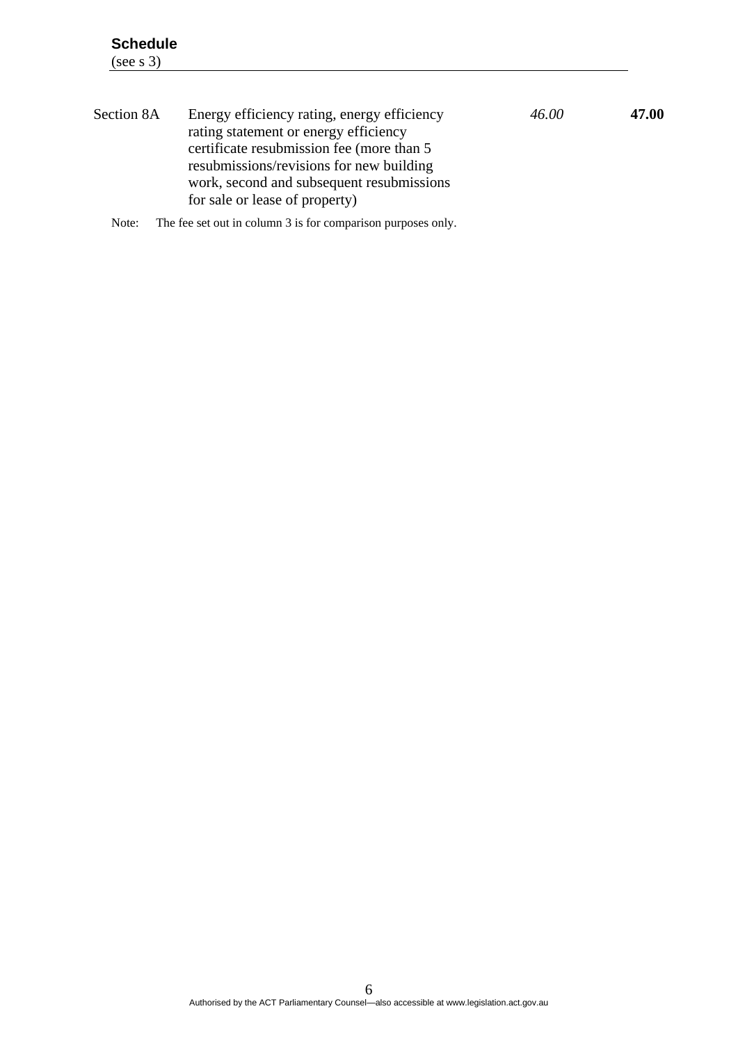**Schedule**

(see s 3)

| | | | |
|---|---|---|---|
| Section 8A | Energy efficiency rating, energy efficiency rating statement or energy efficiency certificate resubmission fee (more than 5 resubmissions/revisions for new building work, second and subsequent resubmissions for sale or lease of property) | *46.00* | **47.00** |

Note: The fee set out in column 3 is for comparison purposes only.